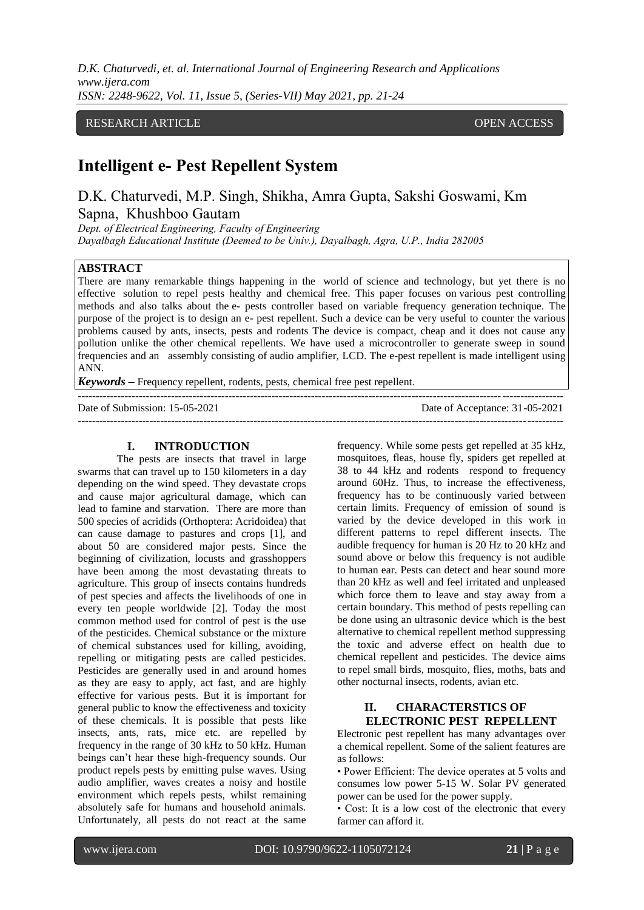RESEARCH ARTICLE OPEN ACCESS

# Intelligent e- Pest Repellent System

D.K. Chaturvedi, M.P. Singh, Shikha, Amra Gupta, Sakshi Goswami, Km Sapna, Khushboo Gautam

*Dept. of Electrical Engineering, Faculty of Engineering*
*Dayalbagh Educational Institute (Deemed to be Univ.), Dayalbagh, Agra, U.P., India 282005*

## ABSTRACT

There are many remarkable things happening in the world of science and technology, but yet there is no effective solution to repel pests healthy and chemical free. This paper focuses on various pest controlling methods and also talks about the e- pests controller based on variable frequency generation technique. The purpose of the project is to design an e- pest repellent. Such a device can be very useful to counter the various problems caused by ants, insects, pests and rodents The device is compact, cheap and it does not cause any pollution unlike the other chemical repellents. We have used a microcontroller to generate sweep in sound frequencies and an assembly consisting of audio amplifier, LCD. The e-pest repellent is made intelligent using ANN.

***Keywords*** – Frequency repellent, rodents, pests, chemical free pest repellent.

Date of Submission: 15-05-2021 Date of Acceptance: 31-05-2021

## I. INTRODUCTION

The pests are insects that travel in large swarms that can travel up to 150 kilometers in a day depending on the wind speed. They devastate crops and cause major agricultural damage, which can lead to famine and starvation. There are more than 500 species of acridids (Orthoptera: Acridoidea) that can cause damage to pastures and crops [1], and about 50 are considered major pests. Since the beginning of civilization, locusts and grasshoppers have been among the most devastating threats to agriculture. This group of insects contains hundreds of pest species and affects the livelihoods of one in every ten people worldwide [2]. Today the most common method used for control of pest is the use of the pesticides. Chemical substance or the mixture of chemical substances used for killing, avoiding, repelling or mitigating pests are called pesticides. Pesticides are generally used in and around homes as they are easy to apply, act fast, and are highly effective for various pests. But it is important for general public to know the effectiveness and toxicity of these chemicals. It is possible that pests like insects, ants, rats, mice etc. are repelled by frequency in the range of 30 kHz to 50 kHz. Human beings can't hear these high-frequency sounds. Our product repels pests by emitting pulse waves. Using audio amplifier, waves creates a noisy and hostile environment which repels pests, whilst remaining absolutely safe for humans and household animals. Unfortunately, all pests do not react at the same frequency. While some pests get repelled at 35 kHz, mosquitoes, fleas, house fly, spiders get repelled at 38 to 44 kHz and rodents respond to frequency around 60Hz. Thus, to increase the effectiveness, frequency has to be continuously varied between certain limits. Frequency of emission of sound is varied by the device developed in this work in different patterns to repel different insects. The audible frequency for human is 20 Hz to 20 kHz and sound above or below this frequency is not audible to human ear. Pests can detect and hear sound more than 20 kHz as well and feel irritated and unpleased which force them to leave and stay away from a certain boundary. This method of pests repelling can be done using an ultrasonic device which is the best alternative to chemical repellent method suppressing the toxic and adverse effect on health due to chemical repellent and pesticides. The device aims to repel small birds, mosquito, flies, moths, bats and other nocturnal insects, rodents, avian etc.

## II. CHARACTERSTICS OF ELECTRONIC PEST REPELLENT

Electronic pest repellent has many advantages over a chemical repellent. Some of the salient features are as follows:

- Power Efficient: The device operates at 5 volts and consumes low power 5-15 W. Solar PV generated power can be used for the power supply.
- Cost: It is a low cost of the electronic that every farmer can afford it.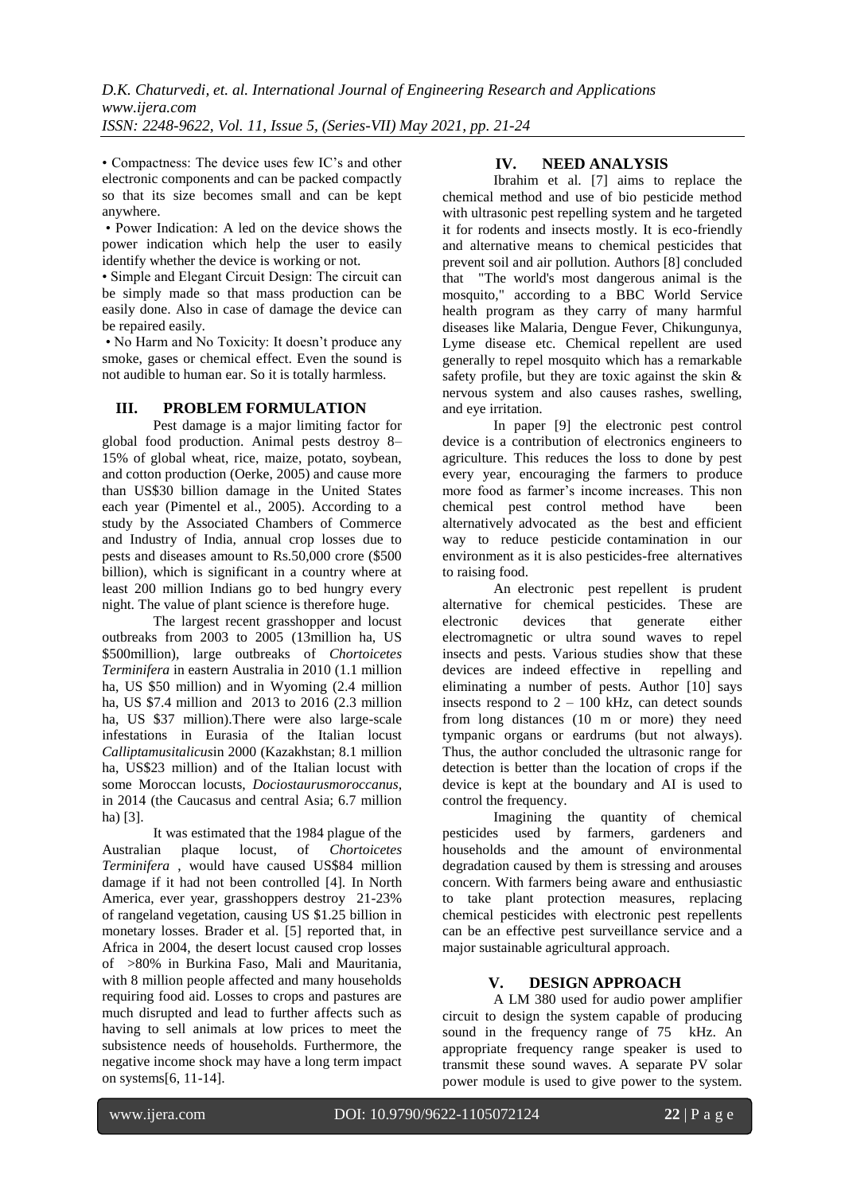• Compactness: The device uses few IC's and other electronic components and can be packed compactly so that its size becomes small and can be kept anywhere.

• Power Indication: A led on the device shows the power indication which help the user to easily identify whether the device is working or not.

• Simple and Elegant Circuit Design: The circuit can be simply made so that mass production can be easily done. Also in case of damage the device can be repaired easily.

• No Harm and No Toxicity: It doesn't produce any smoke, gases or chemical effect. Even the sound is not audible to human ear. So it is totally harmless.

## III. PROBLEM FORMULATION

Pest damage is a major limiting factor for global food production. Animal pests destroy 8–15% of global wheat, rice, maize, potato, soybean, and cotton production (Oerke, 2005) and cause more than US$30 billion damage in the United States each year (Pimentel et al., 2005). According to a study by the Associated Chambers of Commerce and Industry of India, annual crop losses due to pests and diseases amount to Rs.50,000 crore ($500 billion), which is significant in a country where at least 200 million Indians go to bed hungry every night. The value of plant science is therefore huge.

The largest recent grasshopper and locust outbreaks from 2003 to 2005 (13million ha, US $500million), large outbreaks of *Chortoicetes Terminifera* in eastern Australia in 2010 (1.1 million ha, US $50 million) and in Wyoming (2.4 million ha, US $7.4 million and 2013 to 2016 (2.3 million ha, US $37 million).There were also large-scale infestations in Eurasia of the Italian locust *Calliptamusitalicus*in 2000 (Kazakhstan; 8.1 million ha, US$23 million) and of the Italian locust with some Moroccan locusts, *Dociostaurusmoroccanus*, in 2014 (the Caucasus and central Asia; 6.7 million ha) [3].

It was estimated that the 1984 plague of the Australian plaque locust, of *Chortoicetes Terminifera* , would have caused US$84 million damage if it had not been controlled [4]. In North America, ever year, grasshoppers destroy 21-23% of rangeland vegetation, causing US $1.25 billion in monetary losses. Brader et al. [5] reported that, in Africa in 2004, the desert locust caused crop losses of >80% in Burkina Faso, Mali and Mauritania, with 8 million people affected and many households requiring food aid. Losses to crops and pastures are much disrupted and lead to further affects such as having to sell animals at low prices to meet the subsistence needs of households. Furthermore, the negative income shock may have a long term impact on systems[6, 11-14].

## IV. NEED ANALYSIS

Ibrahim et al. [7] aims to replace the chemical method and use of bio pesticide method with ultrasonic pest repelling system and he targeted it for rodents and insects mostly. It is eco-friendly and alternative means to chemical pesticides that prevent soil and air pollution. Authors [8] concluded that "The world's most dangerous animal is the mosquito," according to a BBC World Service health program as they carry of many harmful diseases like Malaria, Dengue Fever, Chikungunya, Lyme disease etc. Chemical repellent are used generally to repel mosquito which has a remarkable safety profile, but they are toxic against the skin & nervous system and also causes rashes, swelling, and eye irritation.

In paper [9] the electronic pest control device is a contribution of electronics engineers to agriculture. This reduces the loss to done by pest every year, encouraging the farmers to produce more food as farmer's income increases. This non chemical pest control method have been alternatively advocated as the best and efficient way to reduce pesticide contamination in our environment as it is also pesticides-free alternatives to raising food.

An electronic pest repellent is prudent alternative for chemical pesticides. These are electronic devices that generate either electromagnetic or ultra sound waves to repel insects and pests. Various studies show that these devices are indeed effective in repelling and eliminating a number of pests. Author [10] says insects respond to 2 – 100 kHz, can detect sounds from long distances (10 m or more) they need tympanic organs or eardrums (but not always). Thus, the author concluded the ultrasonic range for detection is better than the location of crops if the device is kept at the boundary and AI is used to control the frequency.

Imagining the quantity of chemical pesticides used by farmers, gardeners and households and the amount of environmental degradation caused by them is stressing and arouses concern. With farmers being aware and enthusiastic to take plant protection measures, replacing chemical pesticides with electronic pest repellents can be an effective pest surveillance service and a major sustainable agricultural approach.

## V. DESIGN APPROACH

A LM 380 used for audio power amplifier circuit to design the system capable of producing sound in the frequency range of 75 kHz. An appropriate frequency range speaker is used to transmit these sound waves. A separate PV solar power module is used to give power to the system.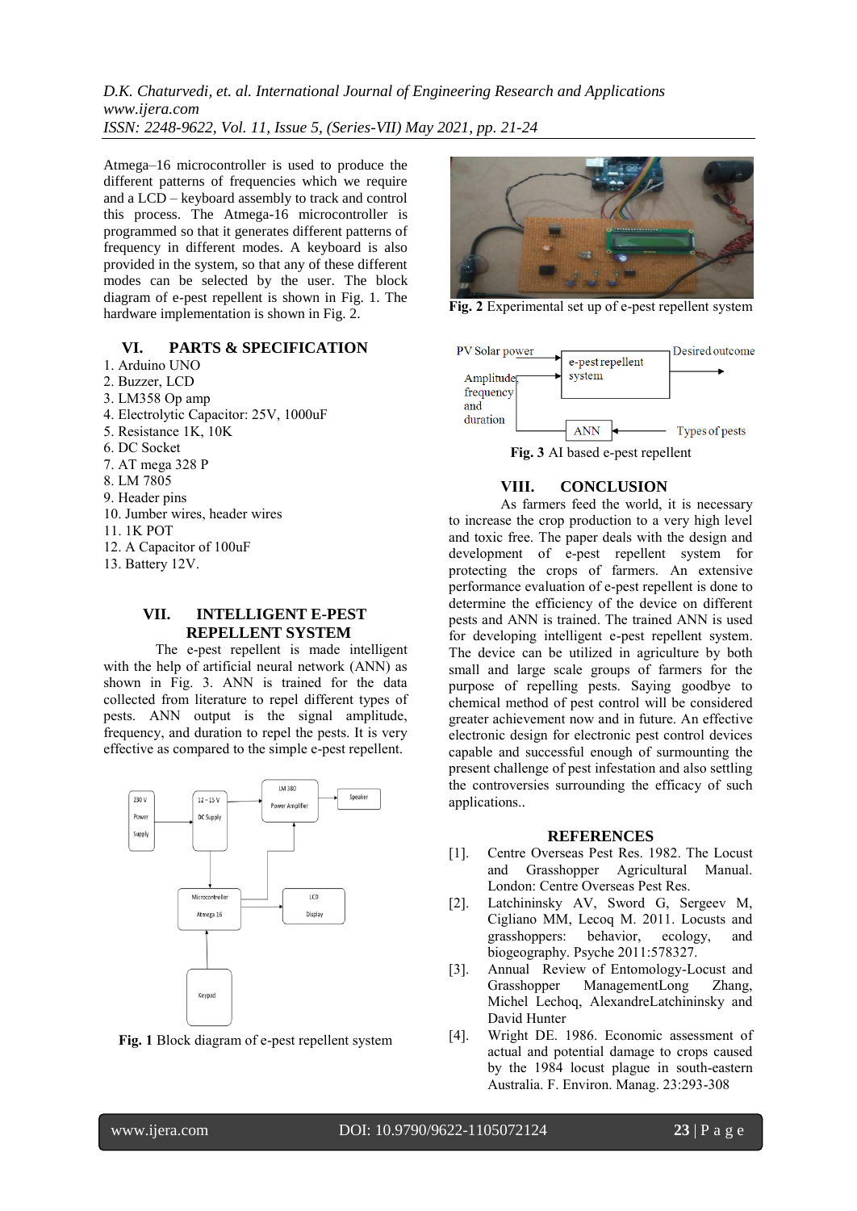Atmega–16 microcontroller is used to produce the different patterns of frequencies which we require and a LCD – keyboard assembly to track and control this process. The Atmega-16 microcontroller is programmed so that it generates different patterns of frequency in different modes. A keyboard is also provided in the system, so that any of these different modes can be selected by the user. The block diagram of e-pest repellent is shown in Fig. 1. The hardware implementation is shown in Fig. 2.

## VI. PARTS & SPECIFICATION

1. Arduino UNO
2. Buzzer, LCD
3. LM358 Op amp
4. Electrolytic Capacitor: 25V, 1000uF
5. Resistance 1K, 10K
6. DC Socket
7. AT mega 328 P
8. LM 7805
9. Header pins
10. Jumber wires, header wires
11. 1K POT
12. A Capacitor of 100uF
13. Battery 12V.

## VII. INTELLIGENT E-PEST REPELLENT SYSTEM

The e-pest repellent is made intelligent with the help of artificial neural network (ANN) as shown in Fig. 3. ANN is trained for the data collected from literature to repel different types of pests. ANN output is the signal amplitude, frequency, and duration to repel the pests. It is very effective as compared to the simple e-pest repellent.

**Fig. 1** Block diagram of e-pest repellent system

**Fig. 2** Experimental set up of e-pest repellent system

**Fig. 3** AI based e-pest repellent

## VIII. CONCLUSION

As farmers feed the world, it is necessary to increase the crop production to a very high level and toxic free. The paper deals with the design and development of e-pest repellent system for protecting the crops of farmers. An extensive performance evaluation of e-pest repellent is done to determine the efficiency of the device on different pests and ANN is trained. The trained ANN is used for developing intelligent e-pest repellent system. The device can be utilized in agriculture by both small and large scale groups of farmers for the purpose of repelling pests. Saying goodbye to chemical method of pest control will be considered greater achievement now and in future. An effective electronic design for electronic pest control devices capable and successful enough of surmounting the present challenge of pest infestation and also settling the controversies surrounding the efficacy of such applications..

## REFERENCES

[1]. Centre Overseas Pest Res. 1982. The Locust and Grasshopper Agricultural Manual. London: Centre Overseas Pest Res.

[2]. Latchininsky AV, Sword G, Sergeev M, Cigliano MM, Lecoq M. 2011. Locusts and grasshoppers: behavior, ecology, and biogeography. Psyche 2011:578327.

[3]. Annual Review of Entomology-Locust and Grasshopper ManagementLong Zhang, Michel Lechoq, AlexandreLatchininsky and David Hunter

[4]. Wright DE. 1986. Economic assessment of actual and potential damage to crops caused by the 1984 locust plague in south-eastern Australia. F. Environ. Manag. 23:293-308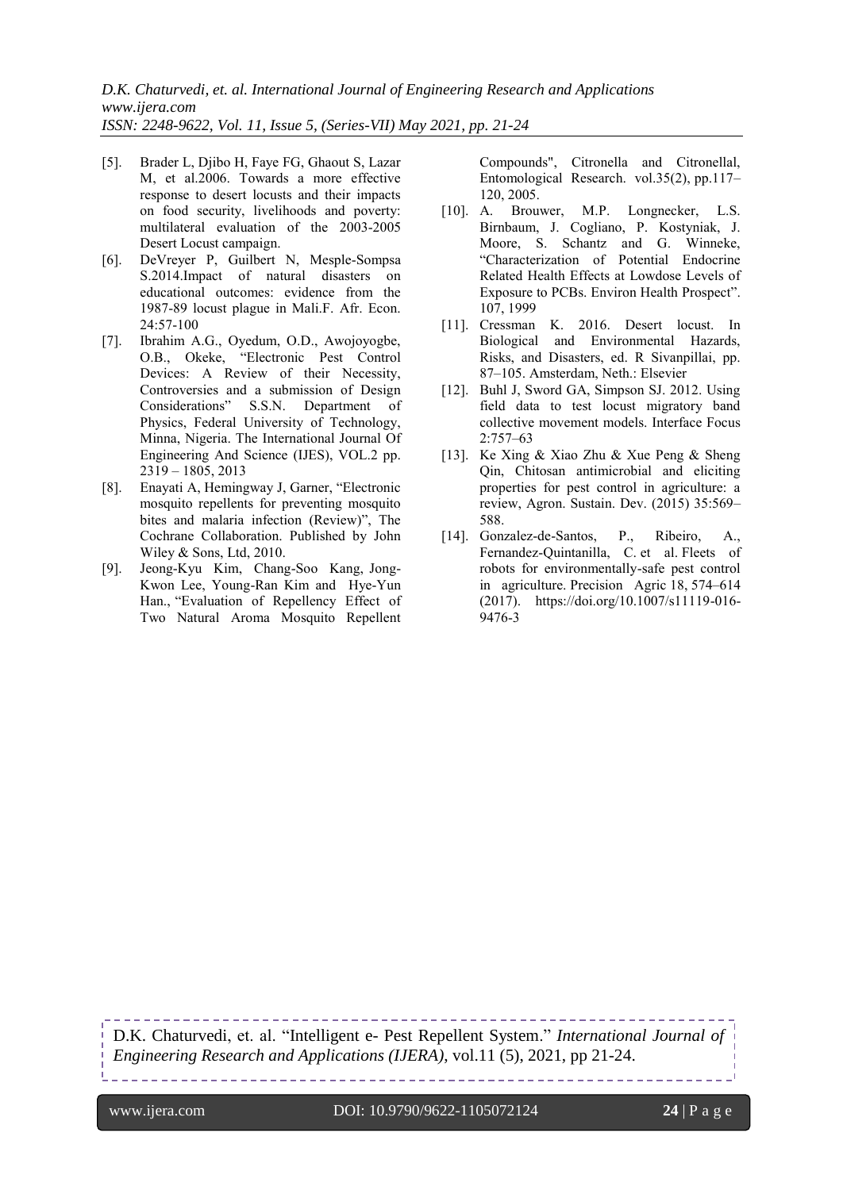[5]. Brader L, Djibo H, Faye FG, Ghaout S, Lazar M, et al.2006. Towards a more effective response to desert locusts and their impacts on food security, livelihoods and poverty: multilateral evaluation of the 2003-2005 Desert Locust campaign.

[6]. DeVreyer P, Guilbert N, Mesple-Sompsa S.2014.Impact of natural disasters on educational outcomes: evidence from the 1987-89 locust plague in Mali.F. Afr. Econ. 24:57-100

[7]. Ibrahim A.G., Oyedum, O.D., Awojoyogbe, O.B., Okeke, "Electronic Pest Control Devices: A Review of their Necessity, Controversies and a submission of Design Considerations" S.S.N. Department of Physics, Federal University of Technology, Minna, Nigeria. The International Journal Of Engineering And Science (IJES), VOL.2 pp. 2319 – 1805, 2013

[8]. Enayati A, Hemingway J, Garner, "Electronic mosquito repellents for preventing mosquito bites and malaria infection (Review)", The Cochrane Collaboration. Published by John Wiley & Sons, Ltd, 2010.

[9]. Jeong-Kyu Kim, Chang-Soo Kang, Jong-Kwon Lee, Young-Ran Kim and Hye-Yun Han., "Evaluation of Repellency Effect of Two Natural Aroma Mosquito Repellent Compounds", Citronella and Citronellal, Entomological Research. vol.35(2), pp.117–120, 2005.

[10]. A. Brouwer, M.P. Longnecker, L.S. Birnbaum, J. Cogliano, P. Kostyniak, J. Moore, S. Schantz and G. Winneke, "Characterization of Potential Endocrine Related Health Effects at Lowdose Levels of Exposure to PCBs. Environ Health Prospect". 107, 1999

[11]. Cressman K. 2016. Desert locust. In Biological and Environmental Hazards, Risks, and Disasters, ed. R Sivanpillai, pp. 87–105. Amsterdam, Neth.: Elsevier

[12]. Buhl J, Sword GA, Simpson SJ. 2012. Using field data to test locust migratory band collective movement models. Interface Focus 2:757–63

[13]. Ke Xing & Xiao Zhu & Xue Peng & Sheng Qin, Chitosan antimicrobial and eliciting properties for pest control in agriculture: a review, Agron. Sustain. Dev. (2015) 35:569–588.

[14]. Gonzalez-de-Santos, P., Ribeiro, A., Fernandez-Quintanilla, C. et al. Fleets of robots for environmentally-safe pest control in agriculture. Precision Agric 18, 574–614 (2017). https://doi.org/10.1007/s11119-016-9476-3

D.K. Chaturvedi, et. al. "Intelligent e- Pest Repellent System." *International Journal of Engineering Research and Applications (IJERA)*, vol.11 (5), 2021, pp 21-24.